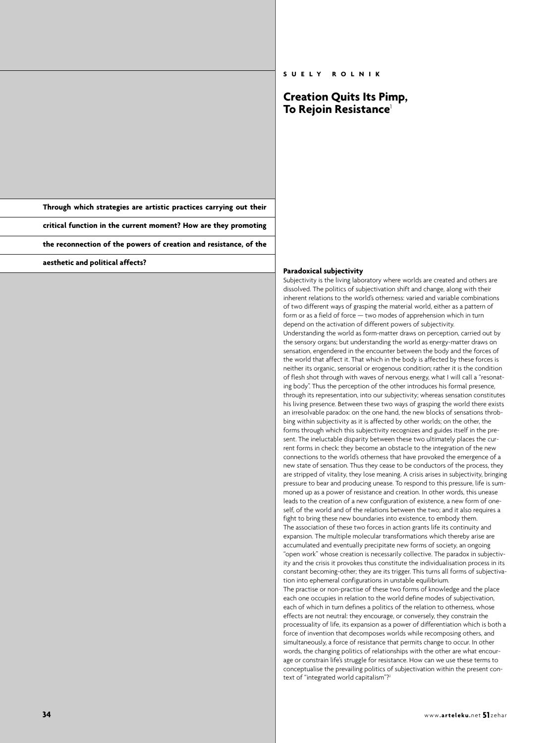SUELY ROLNIK

# Creation Quits Its Pimp, To Rejoin Resistance[1]

**Through which strategies are artistic practices carrying out their critical function in the current moment? How are they promoting the reconnection of the powers of creation and resistance, of the aesthetic and political affects?**

## Paradoxical subjectivity

Subjectivity is the living laboratory where worlds are created and others are dissolved. The politics of subjectivation shift and change, along with their inherent relations to the world's otherness: varied and variable combinations of two different ways of grasping the material world, either as a pattern of form or as a field of force — two modes of apprehension which in turn depend on the activation of different powers of subjectivity.

Understanding the world as form-matter draws on perception, carried out by the sensory organs; but understanding the world as energy-matter draws on sensation, engendered in the encounter between the body and the forces of the world that affect it. That which in the body is affected by these forces is neither its organic, sensorial or erogenous condition; rather it is the condition of flesh shot through with waves of nervous energy, what I will call a "resonating body". Thus the perception of the other introduces his formal presence, through its representation, into our subjectivity; whereas sensation constitutes his living presence. Between these two ways of grasping the world there exists an irresolvable paradox: on the one hand, the new blocks of sensations throbbing within subjectivity as it is affected by other worlds; on the other, the forms through which this subjectivity recognizes and guides itself in the present. The ineluctable disparity between these two ultimately places the current forms in check: they become an obstacle to the integration of the new connections to the world's otherness that have provoked the emergence of a new state of sensation. Thus they cease to be conductors of the process, they are stripped of vitality, they lose meaning. A crisis arises in subjectivity, bringing pressure to bear and producing unease. To respond to this pressure, life is summoned up as a power of resistance and creation. In other words, this unease leads to the creation of a new configuration of existence, a new form of oneself, of the world and of the relations between the two; and it also requires a fight to bring these new boundaries into existence, to embody them.

The association of these two forces in action grants life its continuity and expansion. The multiple molecular transformations which thereby arise are accumulated and eventually precipitate new forms of society, an ongoing "open work" whose creation is necessarily collective. The paradox in subjectivity and the crisis it provokes thus constitute the individualisation process in its constant becoming-other; they are its trigger. This turns all forms of subjectivation into ephemeral configurations in unstable equilibrium.

The practise or non-practise of these two forms of knowledge and the place each one occupies in relation to the world define modes of subjectivation, each of which in turn defines a politics of the relation to otherness, whose effects are not neutral: they encourage, or conversely, they constrain the processuality of life, its expansion as a power of differentiation which is both a force of invention that decomposes worlds while recomposing others, and simultaneously, a force of resistance that permits change to occur. In other words, the changing politics of relationships with the other are what encourage or constrain life's struggle for resistance. How can we use these terms to conceptualise the prevailing politics of subjectivation within the present context of "integrated world capitalism"?[2]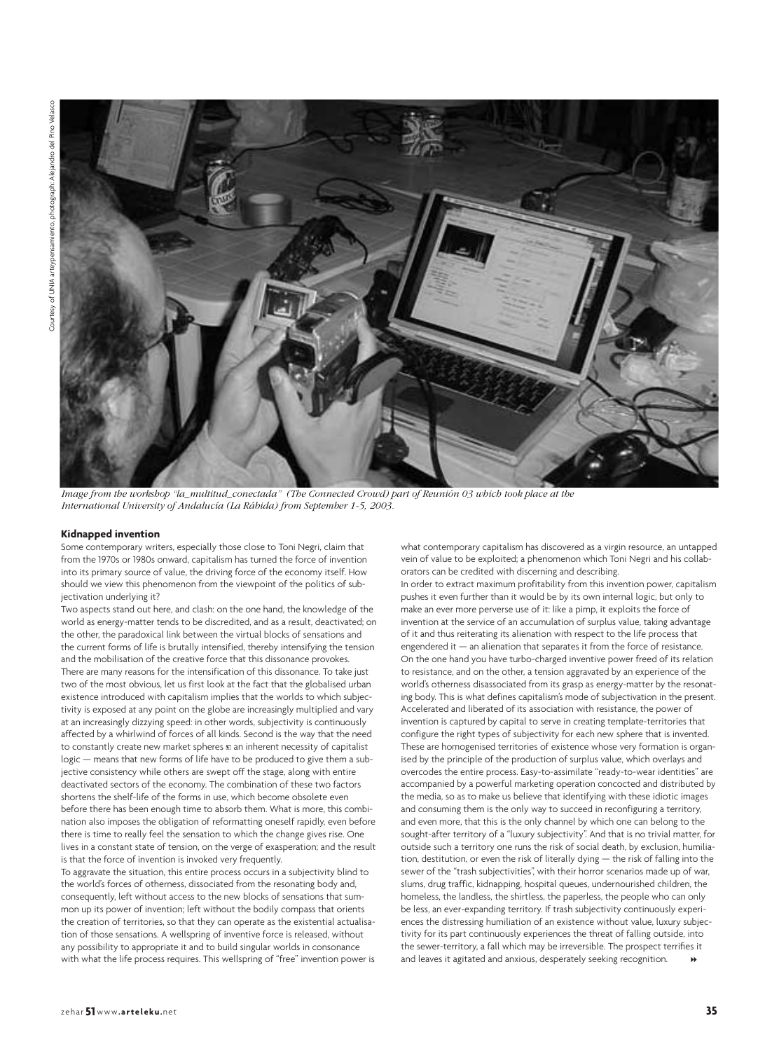*Image from the workshop "la_multitud_conectada" (The Connected Crowd) part of Reunión 03 which took place at the International University of Andalucía (La Rábida) from September 1-5, 2003.*

Courtesy of UNIA arteypensamiento, photograph: Alejandro del Pino Velasco

### Kidnapped invention

Some contemporary writers, especially those close to Toni Negri, claim that from the 1970s or 1980s onward, capitalism has turned the force of invention into its primary source of value, the driving force of the economy itself. How should we view this phenomenon from the viewpoint of the politics of subjectivation underlying it?

Two aspects stand out here, and clash: on the one hand, the knowledge of the world as energy-matter tends to be discredited, and as a result, deactivated; on the other, the paradoxical link between the virtual blocks of sensations and the current forms of life is brutally intensified, thereby intensifying the tension and the mobilisation of the creative force that this dissonance provokes.

There are many reasons for the intensification of this dissonance. To take just two of the most obvious, let us first look at the fact that the globalised urban existence introduced with capitalism implies that the worlds to which subjectivity is exposed at any point on the globe are increasingly multiplied and vary at an increasingly dizzying speed: in other words, subjectivity is continuously affected by a whirlwind of forces of all kinds. Second is the way that the need to constantly create new market spheres — an inherent necessity of capitalist logic — means that new forms of life have to be produced to give them a subjective consistency while others are swept off the stage, along with entire deactivated sectors of the economy. The combination of these two factors shortens the shelf-life of the forms in use, which become obsolete even before there has been enough time to absorb them. What is more, this combination also imposes the obligation of reformatting oneself rapidly, even before there is time to really feel the sensation to which the change gives rise. One lives in a constant state of tension, on the verge of exasperation; and the result is that the force of invention is invoked very frequently.

To aggravate the situation, this entire process occurs in a subjectivity blind to the world's forces of otherness, dissociated from the resonating body and, consequently, left without access to the new blocks of sensations that summon up its power of invention; left without the bodily compass that orients the creation of territories, so that they can operate as the existential actualisation of those sensations. A wellspring of inventive force is released, without any possibility to appropriate it and to build singular worlds in consonance with what the life process requires. This wellspring of "free" invention power is what contemporary capitalism has discovered as a virgin resource, an untapped vein of value to be exploited; a phenomenon which Toni Negri and his collaborators can be credited with discerning and describing.

In order to extract maximum profitability from this invention power, capitalism pushes it even further than it would be by its own internal logic, but only to make an ever more perverse use of it: like a pimp, it exploits the force of invention at the service of an accumulation of surplus value, taking advantage of it and thus reiterating its alienation with respect to the life process that engendered it — an alienation that separates it from the force of resistance. On the one hand you have turbo-charged inventive power freed of its relation to resistance, and on the other, a tension aggravated by an experience of the world's otherness disassociated from its grasp as energy-matter by the resonating body. This is what defines capitalism's mode of subjectivation in the present. Accelerated and liberated of its association with resistance, the power of invention is captured by capital to serve in creating template-territories that configure the right types of subjectivity for each new sphere that is invented. These are homogenised territories of existence whose very formation is organised by the principle of the production of surplus value, which overlays and overcodes the entire process. Easy-to-assimilate "ready-to-wear identities" are accompanied by a powerful marketing operation concocted and distributed by the media, so as to make us believe that identifying with these idiotic images and consuming them is the only way to succeed in reconfiguring a territory, and even more, that this is the only channel by which one can belong to the sought-after territory of a "luxury subjectivity". And that is no trivial matter, for outside such a territory one runs the risk of social death, by exclusion, humiliation, destitution, or even the risk of literally dying — the risk of falling into the sewer of the "trash subjectivities", with their horror scenarios made up of war, slums, drug traffic, kidnapping, hospital queues, undernourished children, the homeless, the landless, the shirtless, the paperless, the people who can only be less, an ever-expanding territory. If trash subjectivity continuously experiences the distressing humiliation of an existence without value, luxury subjectivity for its part continuously experiences the threat of falling outside, into the sewer-territory, a fall which may be irreversible. The prospect terrifies it and leaves it agitated and anxious, desperately seeking recognition.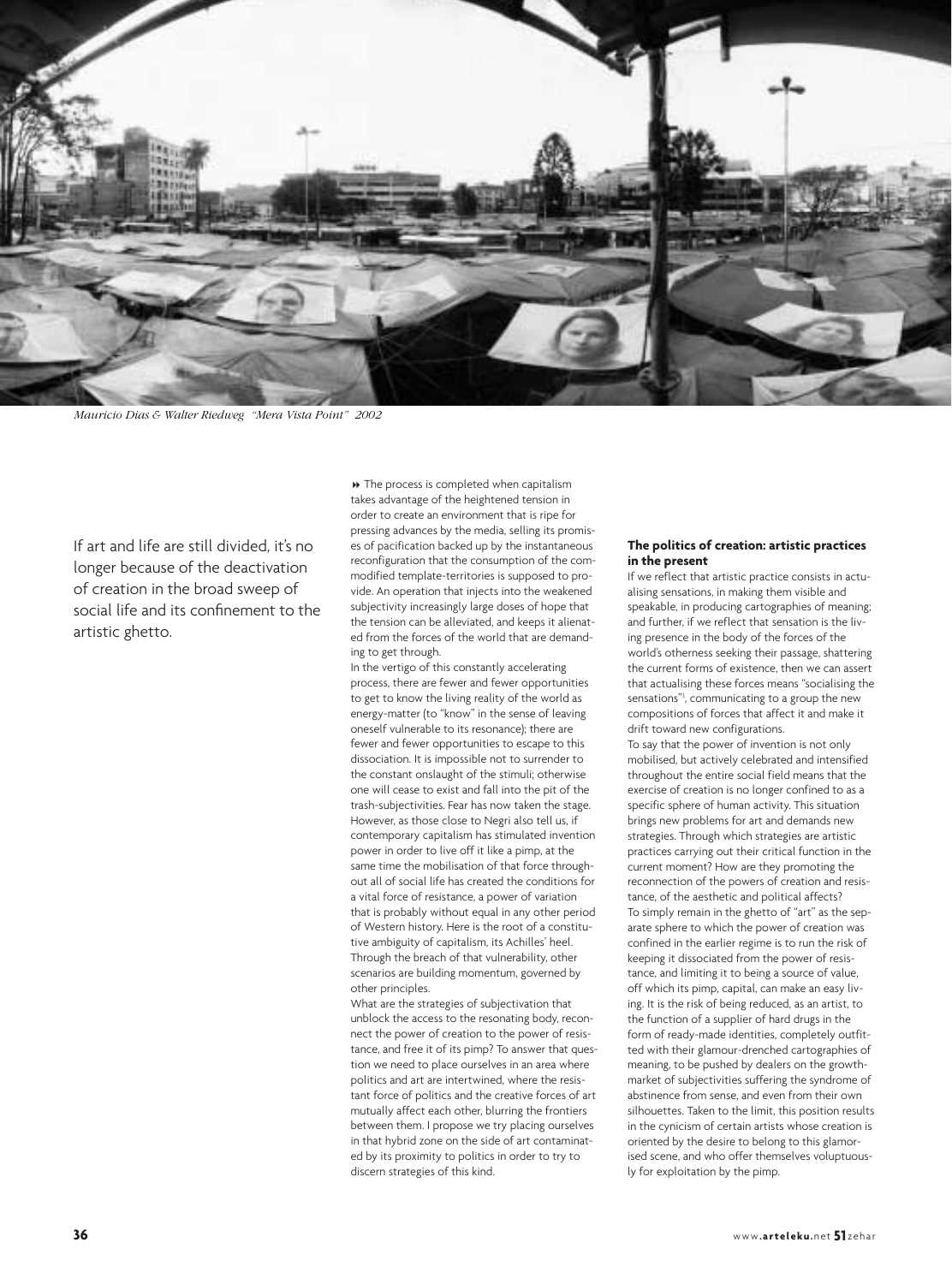*Mauricio Dias & Walter Riedweg "Mera Vista Point" 2002*

If art and life are still divided, it's no longer because of the deactivation of creation in the broad sweep of social life and its confinement to the artistic ghetto.

The process is completed when capitalism takes advantage of the heightened tension in order to create an environment that is ripe for pressing advances by the media, selling its promises of pacification backed up by the instantaneous reconfiguration that the consumption of the commodified template-territories is supposed to provide. An operation that injects into the weakened subjectivity increasingly large doses of hope that the tension can be alleviated, and keeps it alienated from the forces of the world that are demanding to get through.

In the vertigo of this constantly accelerating process, there are fewer and fewer opportunities to get to know the living reality of the world as energy-matter (to "know" in the sense of leaving oneself vulnerable to its resonance); there are fewer and fewer opportunities to escape to this dissociation. It is impossible not to surrender to the constant onslaught of the stimuli; otherwise one will cease to exist and fall into the pit of the trash-subjectivities. Fear has now taken the stage. However, as those close to Negri also tell us, if contemporary capitalism has stimulated invention power in order to live off it like a pimp, at the same time the mobilisation of that force throughout all of social life has created the conditions for a vital force of resistance, a power of variation that is probably without equal in any other period of Western history. Here is the root of a constitutive ambiguity of capitalism, its Achilles' heel. Through the breach of that vulnerability, other scenarios are building momentum, governed by other principles.

What are the strategies of subjectivation that unblock the access to the resonating body, reconnect the power of creation to the power of resistance, and free it of its pimp? To answer that question we need to place ourselves in an area where politics and art are intertwined, where the resistant force of politics and the creative forces of art mutually affect each other, blurring the frontiers between them. I propose we try placing ourselves in that hybrid zone on the side of art contaminated by its proximity to politics in order to try to discern strategies of this kind.

### The politics of creation: artistic practices in the present

If we reflect that artistic practice consists in actualising sensations, in making them visible and speakable, in producing cartographies of meaning; and further, if we reflect that sensation is the living presence in the body of the forces of the world's otherness seeking their passage, shattering the current forms of existence, then we can assert that actualising these forces means "socialising the sensations"[7], communicating to a group the new compositions of forces that affect it and make it drift toward new configurations.

To say that the power of invention is not only mobilised, but actively celebrated and intensified throughout the entire social field means that the exercise of creation is no longer confined to as a specific sphere of human activity. This situation brings new problems for art and demands new strategies. Through which strategies are artistic practices carrying out their critical function in the current moment? How are they promoting the reconnection of the powers of creation and resistance, of the aesthetic and political affects?

To simply remain in the ghetto of "art" as the separate sphere to which the power of creation was confined in the earlier regime is to run the risk of keeping it dissociated from the power of resistance, and limiting it to being a source of value, off which its pimp, capital, can make an easy living. It is the risk of being reduced, as an artist, to the function of a supplier of hard drugs in the form of ready-made identities, completely outfitted with their glamour-drenched cartographies of meaning, to be pushed by dealers on the growth-market of subjectivities suffering the syndrome of abstinence from sense, and even from their own silhouettes. Taken to the limit, this position results in the cynicism of certain artists whose creation is oriented by the desire to belong to this glamorised scene, and who offer themselves voluptuously for exploitation by the pimp.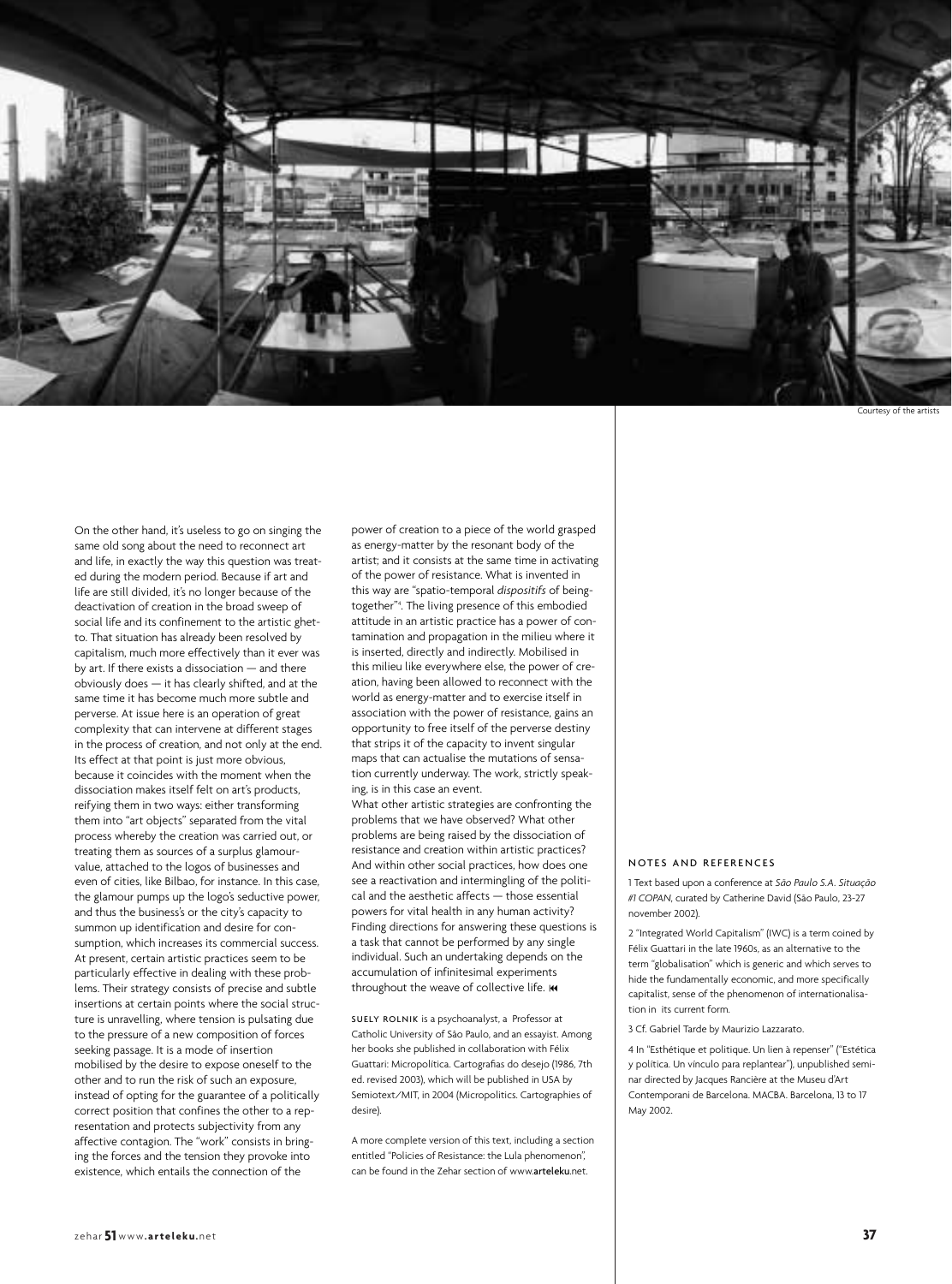Courtesy of the artists

On the other hand, it's useless to go on singing the same old song about the need to reconnect art and life, in exactly the way this question was treated during the modern period. Because if art and life are still divided, it's no longer because of the deactivation of creation in the broad sweep of social life and its confinement to the artistic ghetto. That situation has already been resolved by capitalism, much more effectively than it ever was by art. If there exists a dissociation — and there obviously does — it has clearly shifted, and at the same time it has become much more subtle and perverse. At issue here is an operation of great complexity that can intervene at different stages in the process of creation, and not only at the end. Its effect at that point is just more obvious, because it coincides with the moment when the dissociation makes itself felt on art's products, reifying them in two ways: either transforming them into "art objects" separated from the vital process whereby the creation was carried out, or treating them as sources of a surplus glamour-value, attached to the logos of businesses and even of cities, like Bilbao, for instance. In this case, the glamour pumps up the logo's seductive power, and thus the business's or the city's capacity to summon up identification and desire for consumption, which increases its commercial success. At present, certain artistic practices seem to be particularly effective in dealing with these problems. Their strategy consists of precise and subtle insertions at certain points where the social structure is unravelling, where tension is pulsating due to the pressure of a new composition of forces seeking passage. It is a mode of insertion mobilised by the desire to expose oneself to the other and to run the risk of such an exposure, instead of opting for the guarantee of a politically correct position that confines the other to a representation and protects subjectivity from any affective contagion. The "work" consists in bringing the forces and the tension they provoke into existence, which entails the connection of the power of creation to a piece of the world grasped as energy-matter by the resonant body of the artist; and it consists at the same time in activating of the power of resistance. What is invented in this way are "spatio-temporal *dispositifs* of being-together"[4]. The living presence of this embodied attitude in an artistic practice has a power of contamination and propagation in the milieu where it is inserted, directly and indirectly. Mobilised in this milieu like everywhere else, the power of creation, having been allowed to reconnect with the world as energy-matter and to exercise itself in association with the power of resistance, gains an opportunity to free itself of the perverse destiny that strips it of the capacity to invent singular maps that can actualise the mutations of sensation currently underway. The work, strictly speaking, is in this case an event.

What other artistic strategies are confronting the problems that we have observed? What other problems are being raised by the dissociation of resistance and creation within artistic practices? And within other social practices, how does one see a reactivation and intermingling of the political and the aesthetic affects — those essential powers for vital health in any human activity? Finding directions for answering these questions is a task that cannot be performed by any single individual. Such an undertaking depends on the accumulation of infinitesimal experiments throughout the weave of collective life. ⏮

SUELY ROLNIK is a psychoanalyst, a Professor at Catholic University of São Paulo, and an essayist. Among her books she published in collaboration with Félix Guattari: Micropolítica. Cartografias do desejo (1986, 7th ed. revised 2003), which will be published in USA by Semiotext/MIT, in 2004 (Micropolitics. Cartographies of desire).

A more complete version of this text, including a section entitled "Policies of Resistance: the Lula phenomenon", can be found in the Zehar section of www.**arteleku**.net.

## NOTES AND REFERENCES

1 Text based upon a conference at *São Paulo S.A. Situação #1 COPAN*, curated by Catherine David (São Paulo, 23-27 november 2002).

2 "Integrated World Capitalism" (IWC) is a term coined by Félix Guattari in the late 1960s, as an alternative to the term "globalisation" which is generic and which serves to hide the fundamentally economic, and more specifically capitalist, sense of the phenomenon of internationalisation in its current form.

3 Cf. Gabriel Tarde by Maurizio Lazzarato.

4 In "Esthétique et politique. Un lien à repenser" ("Estética y política. Un vínculo para replantear"), unpublished seminar directed by Jacques Rancière at the Museu d'Art Contemporani de Barcelona. MACBA. Barcelona, 13 to 17 May 2002.